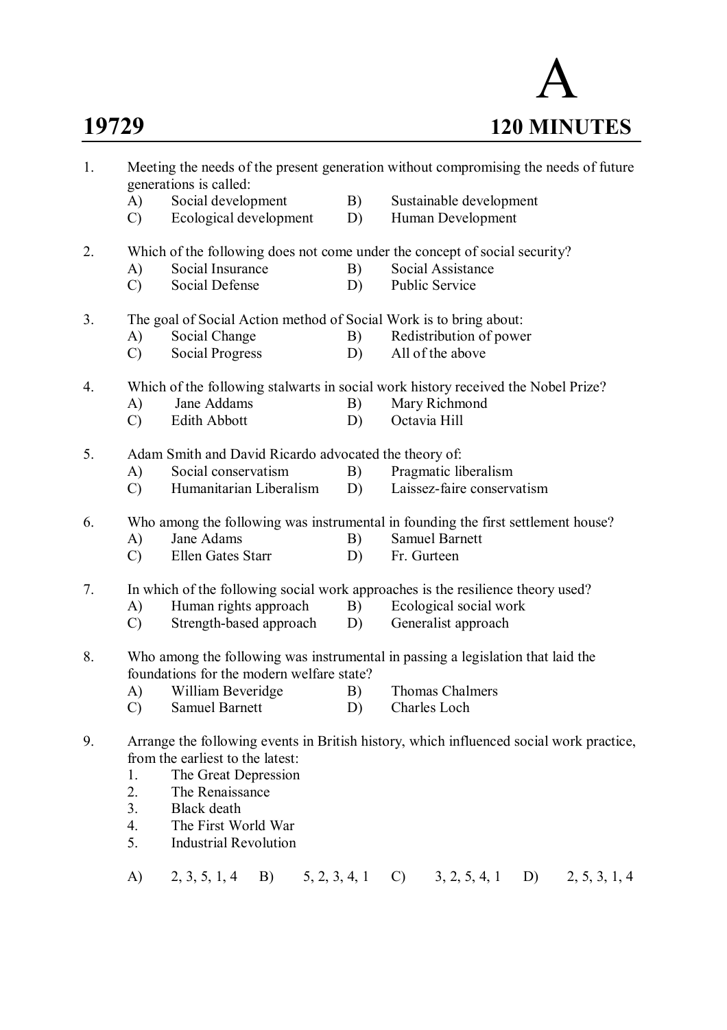# A

**19729** **120 MINUTES**

1. Meeting the needs of the present generation without compromising the needs of future generations is called:
   - A) Social development
   - B) Sustainable development
   - C) Ecological development
   - D) Human Development

2. Which of the following does not come under the concept of social security?
   - A) Social Insurance
   - B) Social Assistance
   - C) Social Defense
   - D) Public Service

3. The goal of Social Action method of Social Work is to bring about:
   - A) Social Change
   - B) Redistribution of power
   - C) Social Progress
   - D) All of the above

4. Which of the following stalwarts in social work history received the Nobel Prize?
   - A) Jane Addams
   - B) Mary Richmond
   - C) Edith Abbott
   - D) Octavia Hill

5. Adam Smith and David Ricardo advocated the theory of:
   - A) Social conservatism
   - B) Pragmatic liberalism
   - C) Humanitarian Liberalism
   - D) Laissez-faire conservatism

6. Who among the following was instrumental in founding the first settlement house?
   - A) Jane Adams
   - B) Samuel Barnett
   - C) Ellen Gates Starr
   - D) Fr. Gurteen

7. In which of the following social work approaches is the resilience theory used?
   - A) Human rights approach
   - B) Ecological social work
   - C) Strength-based approach
   - D) Generalist approach

8. Who among the following was instrumental in passing a legislation that laid the foundations for the modern welfare state?
   - A) William Beveridge
   - B) Thomas Chalmers
   - C) Samuel Barnett
   - D) Charles Loch

9. Arrange the following events in British history, which influenced social work practice, from the earliest to the latest:
   1. The Great Depression
   2. The Renaissance
   3. Black death
   4. The First World War
   5. Industrial Revolution

   - A) 2, 3, 5, 1, 4
   - B) 5, 2, 3, 4, 1
   - C) 3, 2, 5, 4, 1
   - D) 2, 5, 3, 1, 4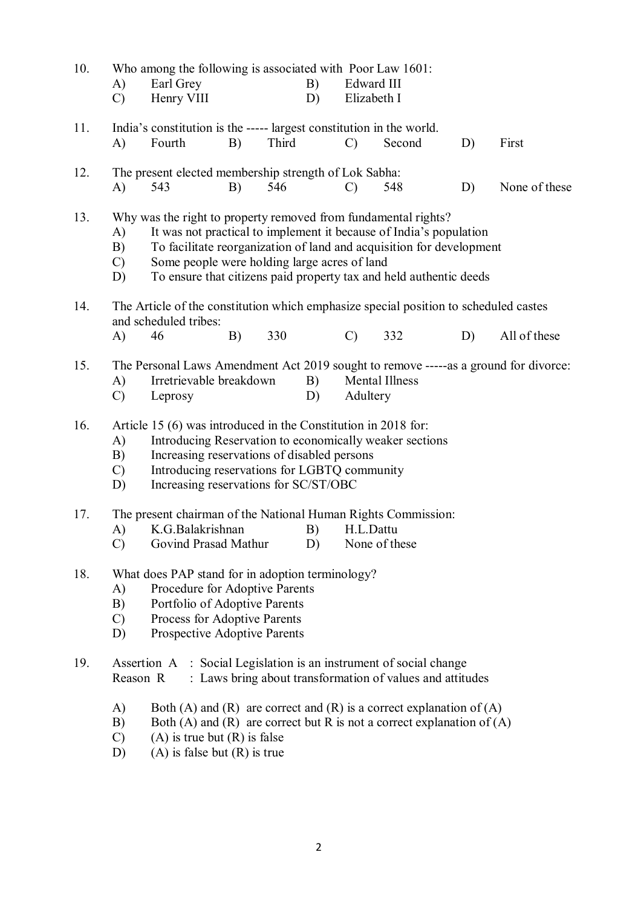10. Who among the following is associated with Poor Law 1601:
    A) Earl Grey
    B) Edward III
    C) Henry VIII
    D) Elizabeth I

11. India's constitution is the ----- largest constitution in the world.
    A) Fourth
    B) Third
    C) Second
    D) First

12. The present elected membership strength of Lok Sabha:
    A) 543
    B) 546
    C) 548
    D) None of these

13. Why was the right to property removed from fundamental rights?
    A) It was not practical to implement it because of India's population
    B) To facilitate reorganization of land and acquisition for development
    C) Some people were holding large acres of land
    D) To ensure that citizens paid property tax and held authentic deeds

14. The Article of the constitution which emphasize special position to scheduled castes and scheduled tribes:
    A) 46
    B) 330
    C) 332
    D) All of these

15. The Personal Laws Amendment Act 2019 sought to remove -----as a ground for divorce:
    A) Irretrievable breakdown
    B) Mental Illness
    C) Leprosy
    D) Adultery

16. Article 15 (6) was introduced in the Constitution in 2018 for:
    A) Introducing Reservation to economically weaker sections
    B) Increasing reservations of disabled persons
    C) Introducing reservations for LGBTQ community
    D) Increasing reservations for SC/ST/OBC

17. The present chairman of the National Human Rights Commission:
    A) K.G.Balakrishnan
    B) H.L.Dattu
    C) Govind Prasad Mathur
    D) None of these

18. What does PAP stand for in adoption terminology?
    A) Procedure for Adoptive Parents
    B) Portfolio of Adoptive Parents
    C) Process for Adoptive Parents
    D) Prospective Adoptive Parents

19. Assertion A : Social Legislation is an instrument of social change
    Reason R : Laws bring about transformation of values and attitudes

    A) Both (A) and (R) are correct and (R) is a correct explanation of (A)
    B) Both (A) and (R) are correct but R is not a correct explanation of (A)
    C) (A) is true but (R) is false
    D) (A) is false but (R) is true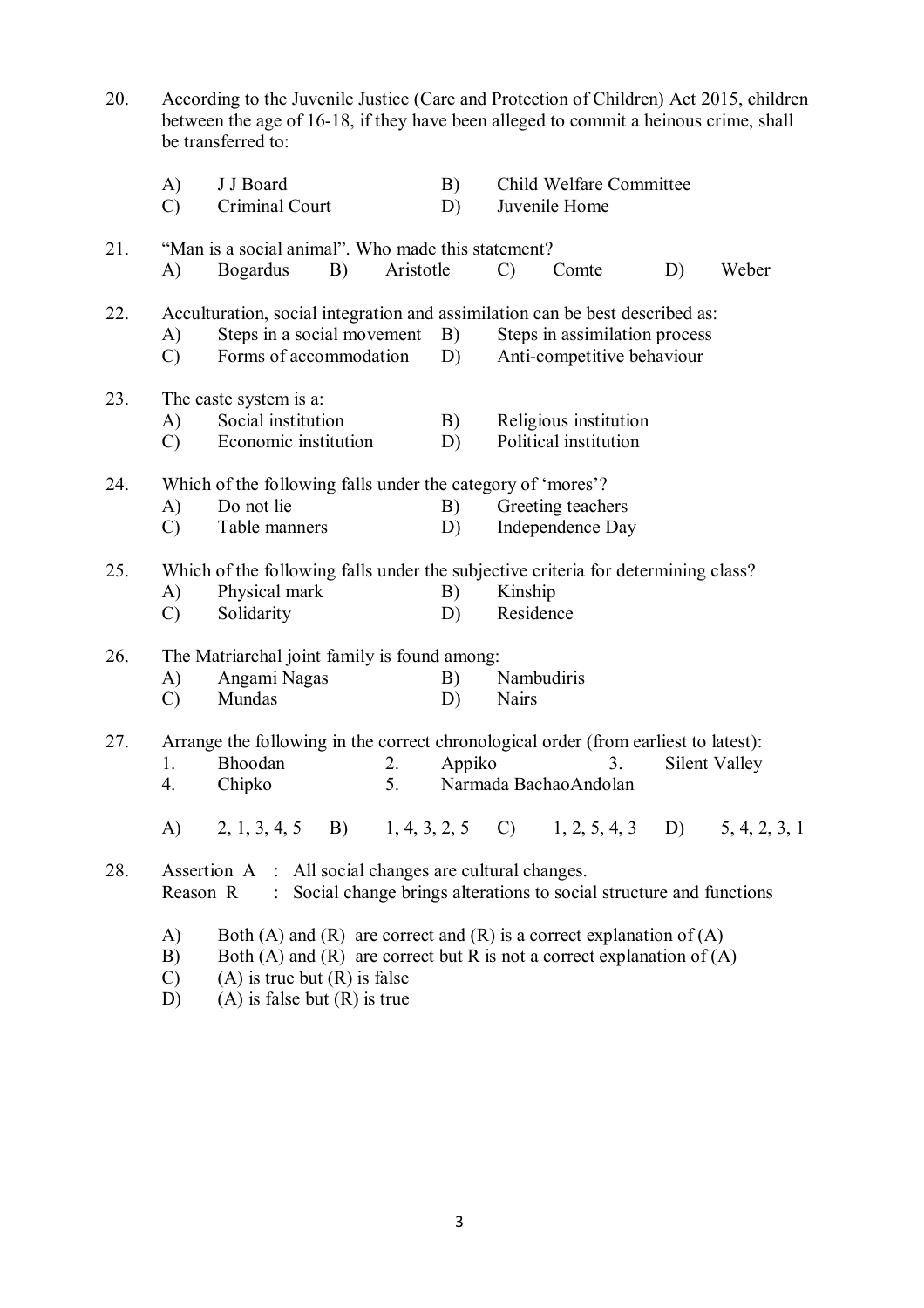20. According to the Juvenile Justice (Care and Protection of Children) Act 2015, children between the age of 16-18, if they have been alleged to commit a heinous crime, shall be transferred to:

A) J J Board
B) Child Welfare Committee
C) Criminal Court
D) Juvenile Home

21. "Man is a social animal". Who made this statement?

A) Bogardus
B) Aristotle
C) Comte
D) Weber

22. Acculturation, social integration and assimilation can be best described as:

A) Steps in a social movement
B) Steps in assimilation process
C) Forms of accommodation
D) Anti-competitive behaviour

23. The caste system is a:

A) Social institution
B) Religious institution
C) Economic institution
D) Political institution

24. Which of the following falls under the category of 'mores'?

A) Do not lie
B) Greeting teachers
C) Table manners
D) Independence Day

25. Which of the following falls under the subjective criteria for determining class?

A) Physical mark
B) Kinship
C) Solidarity
D) Residence

26. The Matriarchal joint family is found among:

A) Angami Nagas
B) Nambudiris
C) Mundas
D) Nairs

27. Arrange the following in the correct chronological order (from earliest to latest):

1. Bhoodan
2. Appiko
3. Silent Valley
4. Chipko
5. Narmada BachaoAndolan

A) 2, 1, 3, 4, 5
B) 1, 4, 3, 2, 5
C) 1, 2, 5, 4, 3
D) 5, 4, 2, 3, 1

28. Assertion A : All social changes are cultural changes.
Reason R : Social change brings alterations to social structure and functions

A) Both (A) and (R) are correct and (R) is a correct explanation of (A)
B) Both (A) and (R) are correct but R is not a correct explanation of (A)
C) (A) is true but (R) is false
D) (A) is false but (R) is true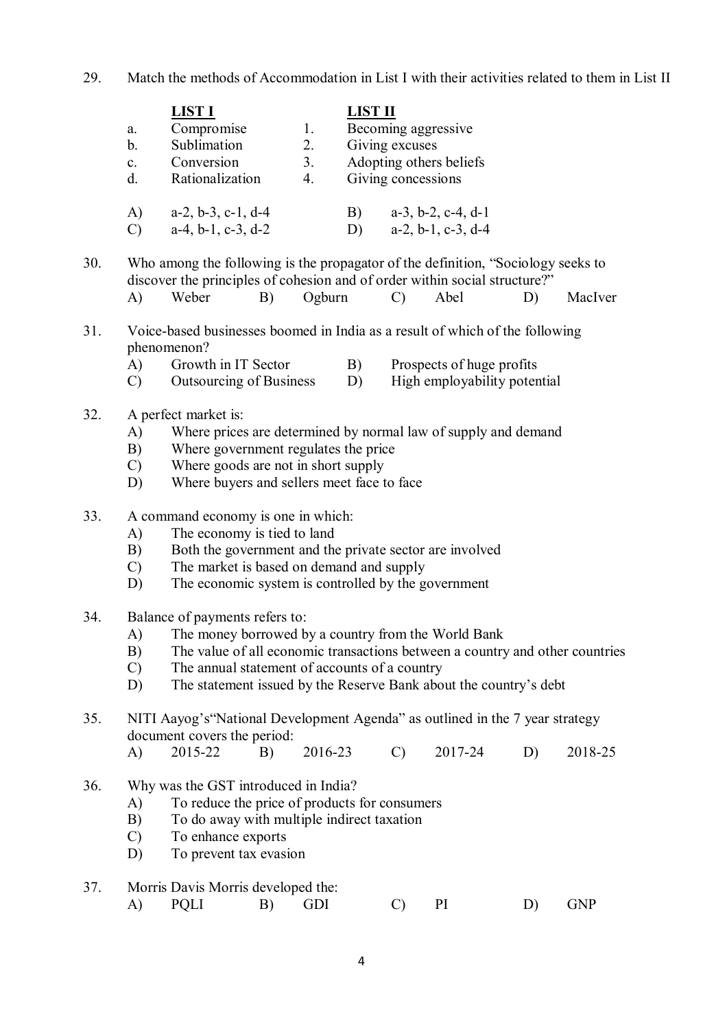29. Match the methods of Accommodation in List I with their activities related to them in List II

| | **LIST I** | | **LIST II** |
|---|---|---|---|
| a. | Compromise | 1. | Becoming aggressive |
| b. | Sublimation | 2. | Giving excuses |
| c. | Conversion | 3. | Adopting others beliefs |
| d. | Rationalization | 4. | Giving concessions |

A) a-2, b-3, c-1, d-4 B) a-3, b-2, c-4, d-1
C) a-4, b-1, c-3, d-2 D) a-2, b-1, c-3, d-4

30. Who among the following is the propagator of the definition, "Sociology seeks to discover the principles of cohesion and of order within social structure?"
A) Weber B) Ogburn C) Abel D) MacIver

31. Voice-based businesses boomed in India as a result of which of the following phenomenon?
A) Growth in IT Sector B) Prospects of huge profits
C) Outsourcing of Business D) High employability potential

32. A perfect market is:
A) Where prices are determined by normal law of supply and demand
B) Where government regulates the price
C) Where goods are not in short supply
D) Where buyers and sellers meet face to face

33. A command economy is one in which:
A) The economy is tied to land
B) Both the government and the private sector are involved
C) The market is based on demand and supply
D) The economic system is controlled by the government

34. Balance of payments refers to:
A) The money borrowed by a country from the World Bank
B) The value of all economic transactions between a country and other countries
C) The annual statement of accounts of a country
D) The statement issued by the Reserve Bank about the country's debt

35. NITI Aayog's"National Development Agenda" as outlined in the 7 year strategy document covers the period:
A) 2015-22 B) 2016-23 C) 2017-24 D) 2018-25

36. Why was the GST introduced in India?
A) To reduce the price of products for consumers
B) To do away with multiple indirect taxation
C) To enhance exports
D) To prevent tax evasion

37. Morris Davis Morris developed the:
A) PQLI B) GDI C) PI D) GNP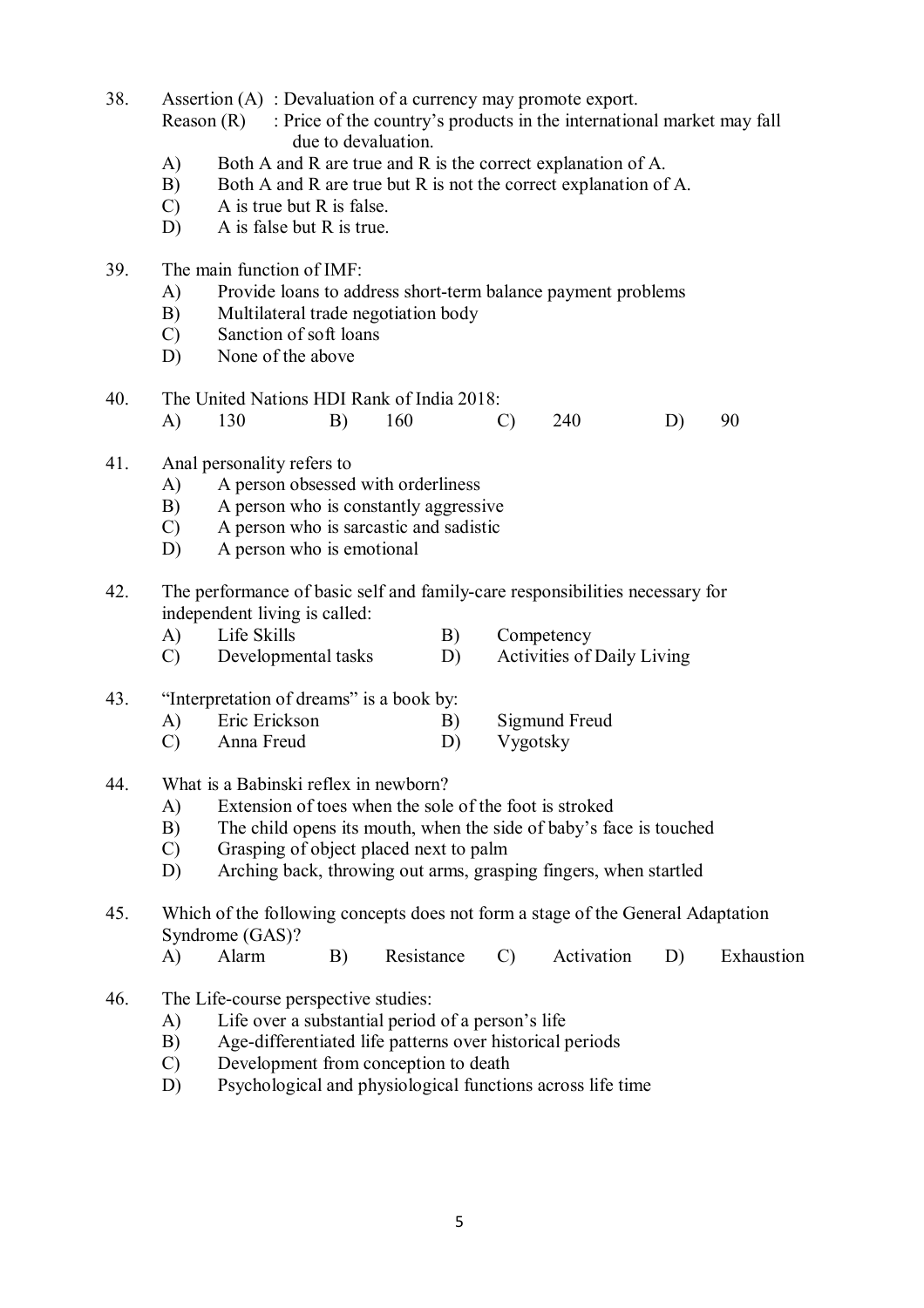38. Assertion (A) : Devaluation of a currency may promote export.
    Reason (R) : Price of the country's products in the international market may fall due to devaluation.
    A) Both A and R are true and R is the correct explanation of A.
    B) Both A and R are true but R is not the correct explanation of A.
    C) A is true but R is false.
    D) A is false but R is true.

39. The main function of IMF:
    A) Provide loans to address short-term balance payment problems
    B) Multilateral trade negotiation body
    C) Sanction of soft loans
    D) None of the above

40. The United Nations HDI Rank of India 2018:
    A) 130 B) 160 C) 240 D) 90

41. Anal personality refers to
    A) A person obsessed with orderliness
    B) A person who is constantly aggressive
    C) A person who is sarcastic and sadistic
    D) A person who is emotional

42. The performance of basic self and family-care responsibilities necessary for independent living is called:
    A) Life Skills B) Competency
    C) Developmental tasks D) Activities of Daily Living

43. "Interpretation of dreams" is a book by:
    A) Eric Erickson B) Sigmund Freud
    C) Anna Freud D) Vygotsky

44. What is a Babinski reflex in newborn?
    A) Extension of toes when the sole of the foot is stroked
    B) The child opens its mouth, when the side of baby's face is touched
    C) Grasping of object placed next to palm
    D) Arching back, throwing out arms, grasping fingers, when startled

45. Which of the following concepts does not form a stage of the General Adaptation Syndrome (GAS)?
    A) Alarm B) Resistance C) Activation D) Exhaustion

46. The Life-course perspective studies:
    A) Life over a substantial period of a person's life
    B) Age-differentiated life patterns over historical periods
    C) Development from conception to death
    D) Psychological and physiological functions across life time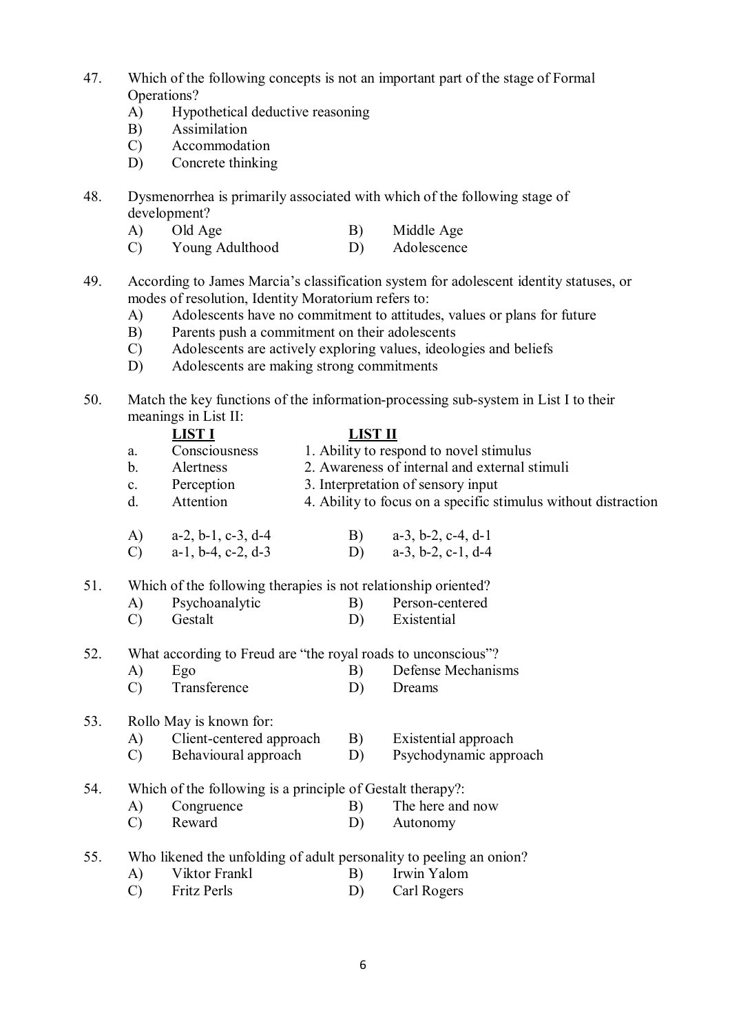47. Which of the following concepts is not an important part of the stage of Formal Operations?
    A) Hypothetical deductive reasoning
    B) Assimilation
    C) Accommodation
    D) Concrete thinking

48. Dysmenorrhea is primarily associated with which of the following stage of development?
    A) Old Age
    B) Middle Age
    C) Young Adulthood
    D) Adolescence

49. According to James Marcia's classification system for adolescent identity statuses, or modes of resolution, Identity Moratorium refers to:
    A) Adolescents have no commitment to attitudes, values or plans for future
    B) Parents push a commitment on their adolescents
    C) Adolescents are actively exploring values, ideologies and beliefs
    D) Adolescents are making strong commitments

50. Match the key functions of the information-processing sub-system in List I to their meanings in List II:

|  | **LIST I** | **LIST II** |
|---|---|---|
| a. | Consciousness | 1. Ability to respond to novel stimulus |
| b. | Alertness | 2. Awareness of internal and external stimuli |
| c. | Perception | 3. Interpretation of sensory input |
| d. | Attention | 4. Ability to focus on a specific stimulus without distraction |

    A) a-2, b-1, c-3, d-4
    B) a-3, b-2, c-4, d-1
    C) a-1, b-4, c-2, d-3
    D) a-3, b-2, c-1, d-4

51. Which of the following therapies is not relationship oriented?
    A) Psychoanalytic
    B) Person-centered
    C) Gestalt
    D) Existential

52. What according to Freud are "the royal roads to unconscious"?
    A) Ego
    B) Defense Mechanisms
    C) Transference
    D) Dreams

53. Rollo May is known for:
    A) Client-centered approach
    B) Existential approach
    C) Behavioural approach
    D) Psychodynamic approach

54. Which of the following is a principle of Gestalt therapy?:
    A) Congruence
    B) The here and now
    C) Reward
    D) Autonomy

55. Who likened the unfolding of adult personality to peeling an onion?
    A) Viktor Frankl
    B) Irwin Yalom
    C) Fritz Perls
    D) Carl Rogers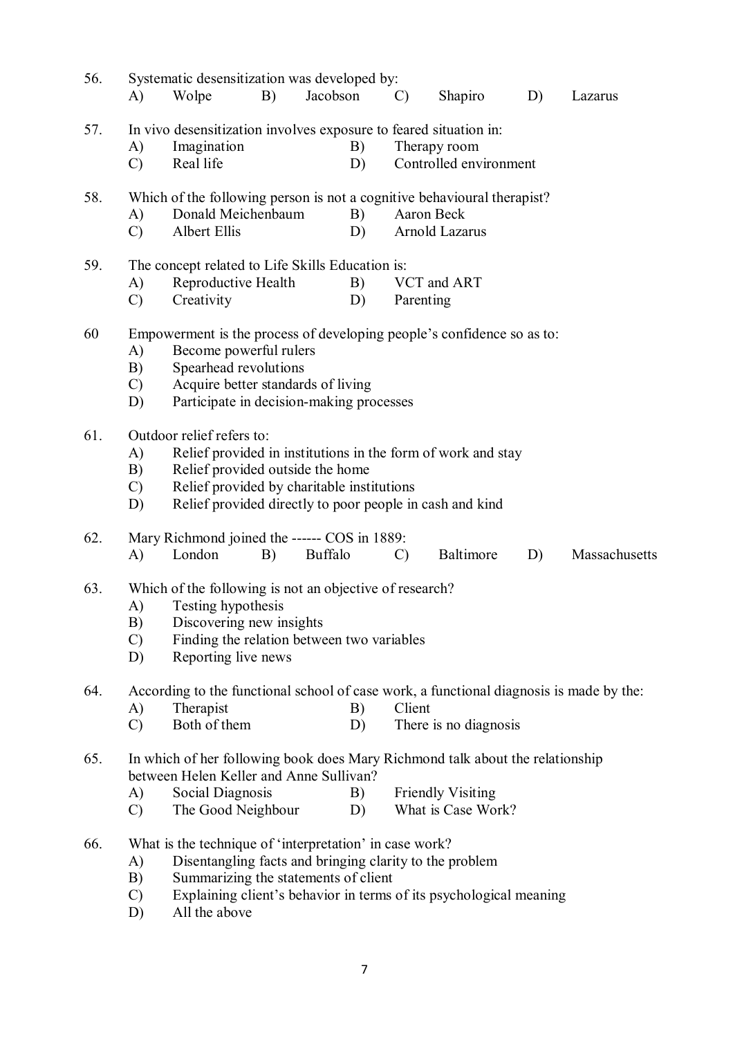56. Systematic desensitization was developed by:
   A) Wolpe B) Jacobson C) Shapiro D) Lazarus

57. In vivo desensitization involves exposure to feared situation in:
   A) Imagination B) Therapy room
   C) Real life D) Controlled environment

58. Which of the following person is not a cognitive behavioural therapist?
   A) Donald Meichenbaum B) Aaron Beck
   C) Albert Ellis D) Arnold Lazarus

59. The concept related to Life Skills Education is:
   A) Reproductive Health B) VCT and ART
   C) Creativity D) Parenting

60 Empowerment is the process of developing people's confidence so as to:
   A) Become powerful rulers
   B) Spearhead revolutions
   C) Acquire better standards of living
   D) Participate in decision-making processes

61. Outdoor relief refers to:
   A) Relief provided in institutions in the form of work and stay
   B) Relief provided outside the home
   C) Relief provided by charitable institutions
   D) Relief provided directly to poor people in cash and kind

62. Mary Richmond joined the ------ COS in 1889:
   A) London B) Buffalo C) Baltimore D) Massachusetts

63. Which of the following is not an objective of research?
   A) Testing hypothesis
   B) Discovering new insights
   C) Finding the relation between two variables
   D) Reporting live news

64. According to the functional school of case work, a functional diagnosis is made by the:
   A) Therapist B) Client
   C) Both of them D) There is no diagnosis

65. In which of her following book does Mary Richmond talk about the relationship between Helen Keller and Anne Sullivan?
   A) Social Diagnosis B) Friendly Visiting
   C) The Good Neighbour D) What is Case Work?

66. What is the technique of 'interpretation' in case work?
   A) Disentangling facts and bringing clarity to the problem
   B) Summarizing the statements of client
   C) Explaining client's behavior in terms of its psychological meaning
   D) All the above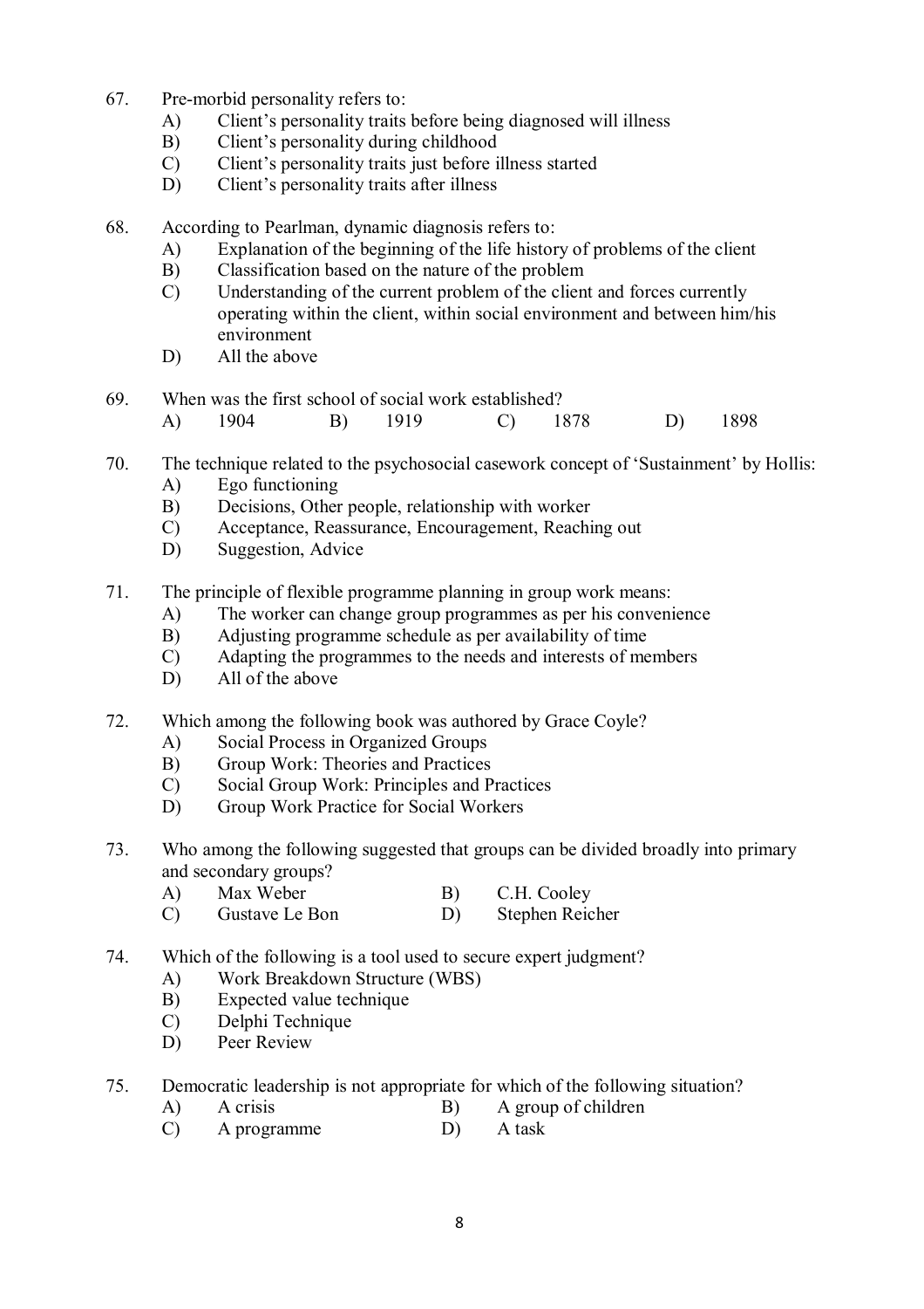67. Pre-morbid personality refers to:
    A) Client's personality traits before being diagnosed will illness
    B) Client's personality during childhood
    C) Client's personality traits just before illness started
    D) Client's personality traits after illness

68. According to Pearlman, dynamic diagnosis refers to:
    A) Explanation of the beginning of the life history of problems of the client
    B) Classification based on the nature of the problem
    C) Understanding of the current problem of the client and forces currently operating within the client, within social environment and between him/his environment
    D) All the above

69. When was the first school of social work established?
    A) 1904 B) 1919 C) 1878 D) 1898

70. The technique related to the psychosocial casework concept of 'Sustainment' by Hollis:
    A) Ego functioning
    B) Decisions, Other people, relationship with worker
    C) Acceptance, Reassurance, Encouragement, Reaching out
    D) Suggestion, Advice

71. The principle of flexible programme planning in group work means:
    A) The worker can change group programmes as per his convenience
    B) Adjusting programme schedule as per availability of time
    C) Adapting the programmes to the needs and interests of members
    D) All of the above

72. Which among the following book was authored by Grace Coyle?
    A) Social Process in Organized Groups
    B) Group Work: Theories and Practices
    C) Social Group Work: Principles and Practices
    D) Group Work Practice for Social Workers

73. Who among the following suggested that groups can be divided broadly into primary and secondary groups?
    A) Max Weber B) C.H. Cooley
    C) Gustave Le Bon D) Stephen Reicher

74. Which of the following is a tool used to secure expert judgment?
    A) Work Breakdown Structure (WBS)
    B) Expected value technique
    C) Delphi Technique
    D) Peer Review

75. Democratic leadership is not appropriate for which of the following situation?
    A) A crisis B) A group of children
    C) A programme D) A task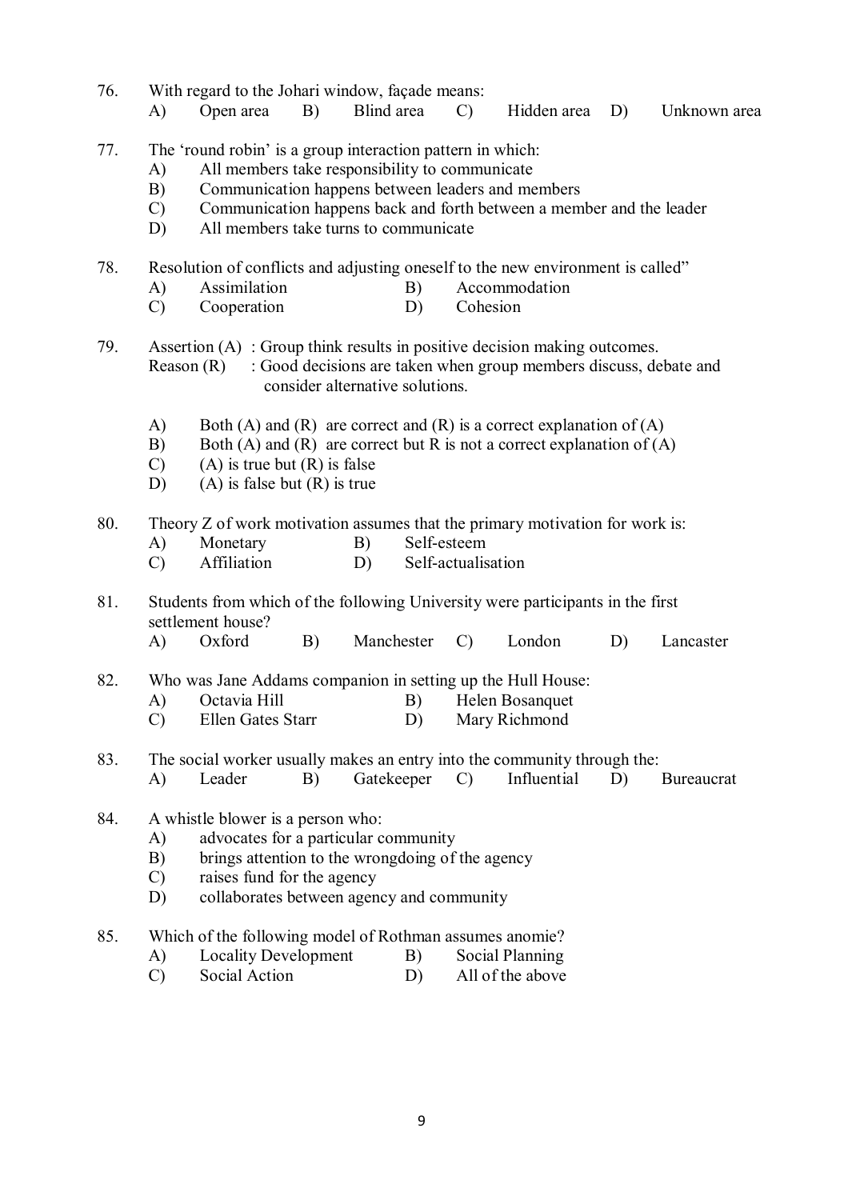76. With regard to the Johari window, façade means:
    A) Open area  B) Blind area  C) Hidden area  D) Unknown area

77. The 'round robin' is a group interaction pattern in which:
    A) All members take responsibility to communicate
    B) Communication happens between leaders and members
    C) Communication happens back and forth between a member and the leader
    D) All members take turns to communicate

78. Resolution of conflicts and adjusting oneself to the new environment is called"
    A) Assimilation  B) Accommodation
    C) Cooperation  D) Cohesion

79. Assertion (A) : Group think results in positive decision making outcomes.
    Reason (R) : Good decisions are taken when group members discuss, debate and consider alternative solutions.

    A) Both (A) and (R) are correct and (R) is a correct explanation of (A)
    B) Both (A) and (R) are correct but R is not a correct explanation of (A)
    C) (A) is true but (R) is false
    D) (A) is false but (R) is true

80. Theory Z of work motivation assumes that the primary motivation for work is:
    A) Monetary  B) Self-esteem
    C) Affiliation  D) Self-actualisation

81. Students from which of the following University were participants in the first settlement house?
    A) Oxford  B) Manchester  C) London  D) Lancaster

82. Who was Jane Addams companion in setting up the Hull House:
    A) Octavia Hill  B) Helen Bosanquet
    C) Ellen Gates Starr  D) Mary Richmond

83. The social worker usually makes an entry into the community through the:
    A) Leader  B) Gatekeeper  C) Influential  D) Bureaucrat

84. A whistle blower is a person who:
    A) advocates for a particular community
    B) brings attention to the wrongdoing of the agency
    C) raises fund for the agency
    D) collaborates between agency and community

85. Which of the following model of Rothman assumes anomie?
    A) Locality Development  B) Social Planning
    C) Social Action  D) All of the above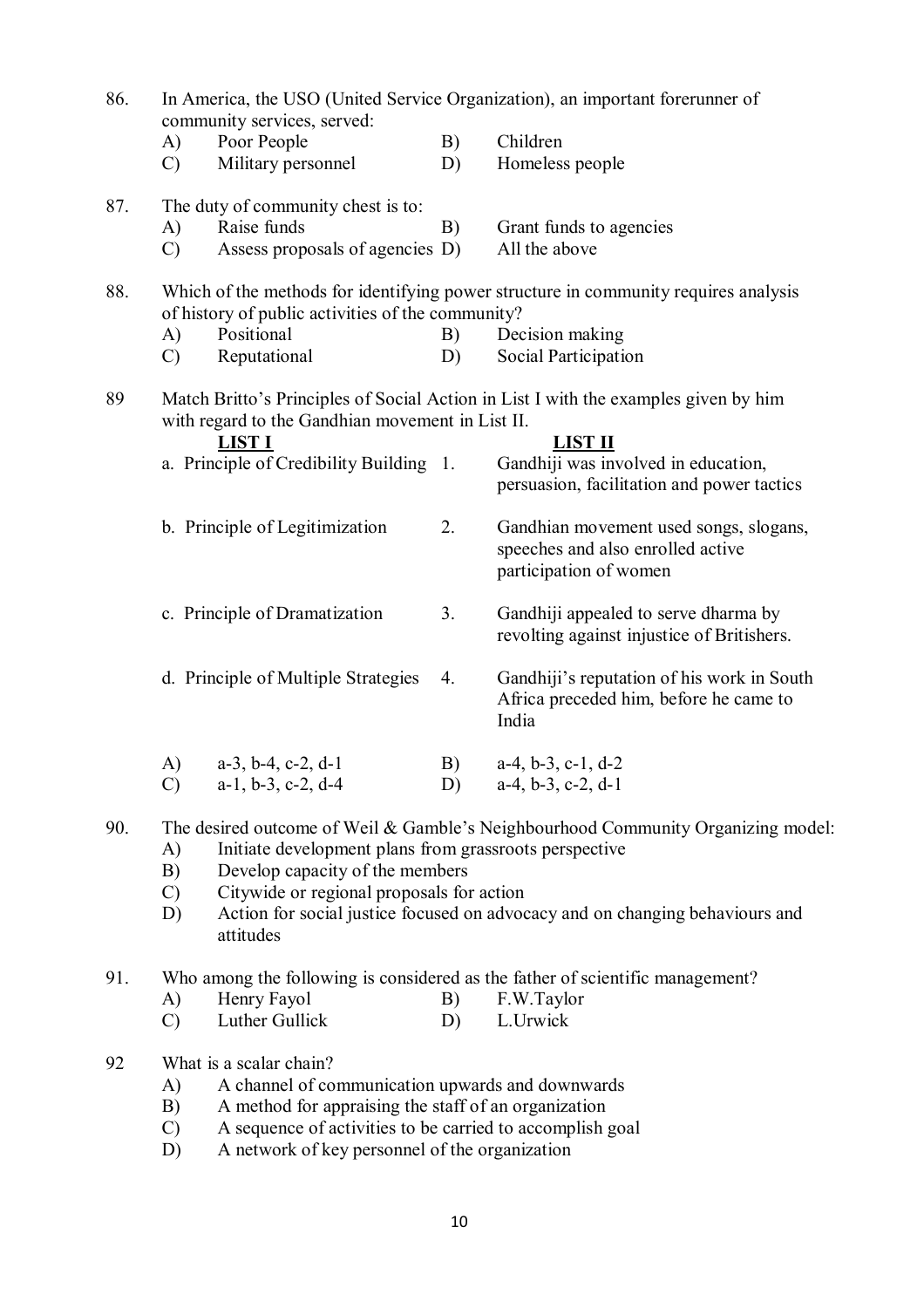86. In America, the USO (United Service Organization), an important forerunner of community services, served:

A) Poor People  
B) Children  
C) Military personnel  
D) Homeless people

87. The duty of community chest is to:

A) Raise funds  
B) Grant funds to agencies  
C) Assess proposals of agencies  
D) All the above

88. Which of the methods for identifying power structure in community requires analysis of history of public activities of the community?

A) Positional  
B) Decision making  
C) Reputational  
D) Social Participation

89 Match Britto's Principles of Social Action in List I with the examples given by him with regard to the Gandhian movement in List II.

| **LIST I** | | **LIST II** |
|---|---|---|
| a. Principle of Credibility Building | 1. | Gandhiji was involved in education, persuasion, facilitation and power tactics |
| b. Principle of Legitimization | 2. | Gandhian movement used songs, slogans, speeches and also enrolled active participation of women |
| c. Principle of Dramatization | 3. | Gandhiji appealed to serve dharma by revolting against injustice of Britishers. |
| d. Principle of Multiple Strategies | 4. | Gandhiji's reputation of his work in South Africa preceded him, before he came to India |

A) a-3, b-4, c-2, d-1  
B) a-4, b-3, c-1, d-2  
C) a-1, b-3, c-2, d-4  
D) a-4, b-3, c-2, d-1

90. The desired outcome of Weil & Gamble's Neighbourhood Community Organizing model:

A) Initiate development plans from grassroots perspective  
B) Develop capacity of the members  
C) Citywide or regional proposals for action  
D) Action for social justice focused on advocacy and on changing behaviours and attitudes

91. Who among the following is considered as the father of scientific management?

A) Henry Fayol  
B) F.W.Taylor  
C) Luther Gullick  
D) L.Urwick

92 What is a scalar chain?

A) A channel of communication upwards and downwards  
B) A method for appraising the staff of an organization  
C) A sequence of activities to be carried to accomplish goal  
D) A network of key personnel of the organization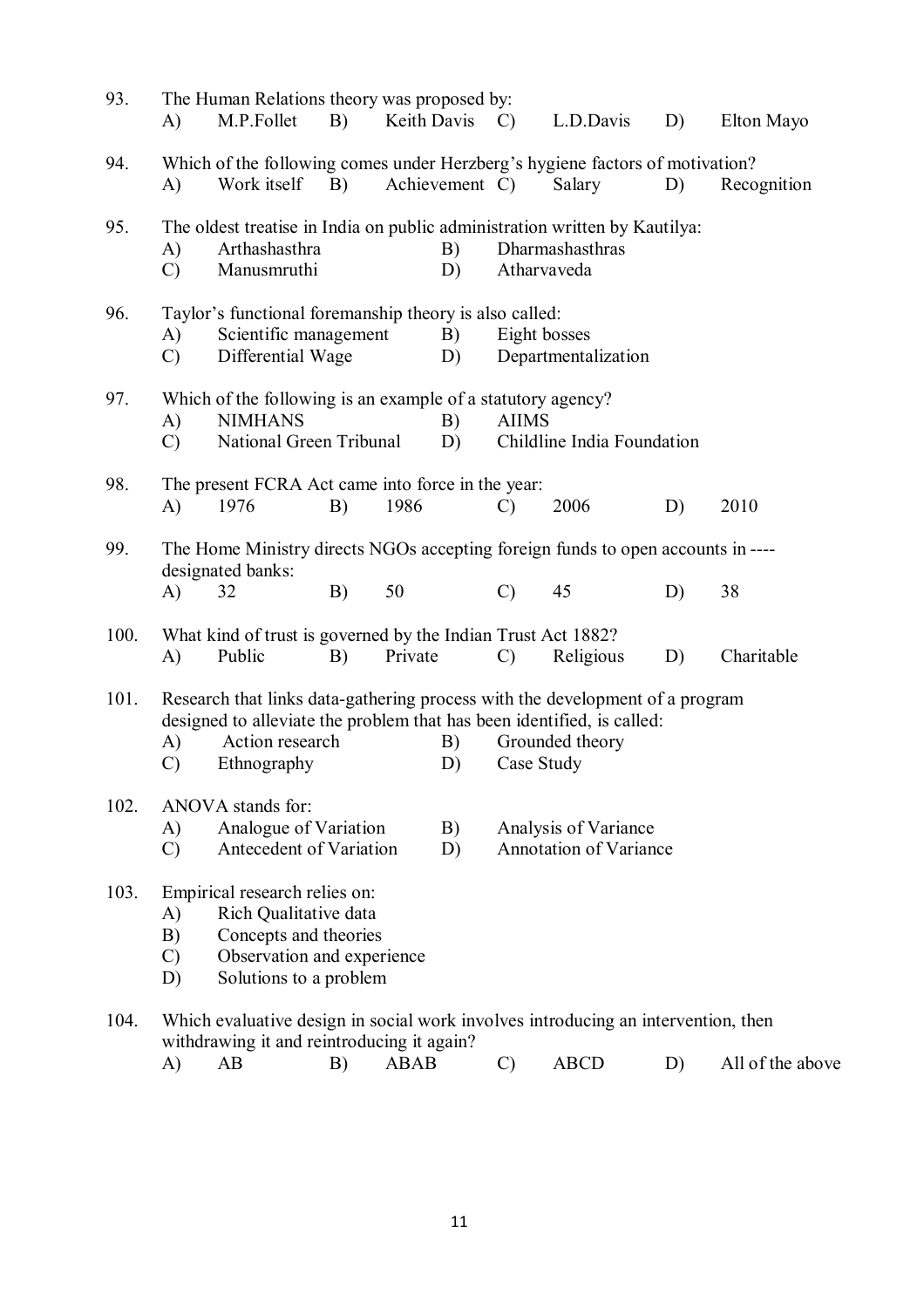93. The Human Relations theory was proposed by:
   A) M.P.Follet B) Keith Davis C) L.D.Davis D) Elton Mayo

94. Which of the following comes under Herzberg's hygiene factors of motivation?
   A) Work itself B) Achievement C) Salary D) Recognition

95. The oldest treatise in India on public administration written by Kautilya:
   A) Arthashasthra B) Dharmashasthras
   C) Manusmruthi D) Atharvaveda

96. Taylor's functional foremanship theory is also called:
   A) Scientific management B) Eight bosses
   C) Differential Wage D) Departmentalization

97. Which of the following is an example of a statutory agency?
   A) NIMHANS B) AIIMS
   C) National Green Tribunal D) Childline India Foundation

98. The present FCRA Act came into force in the year:
   A) 1976 B) 1986 C) 2006 D) 2010

99. The Home Ministry directs NGOs accepting foreign funds to open accounts in ---- designated banks:
   A) 32 B) 50 C) 45 D) 38

100. What kind of trust is governed by the Indian Trust Act 1882?
   A) Public B) Private C) Religious D) Charitable

101. Research that links data-gathering process with the development of a program designed to alleviate the problem that has been identified, is called:
   A) Action research B) Grounded theory
   C) Ethnography D) Case Study

102. ANOVA stands for:
   A) Analogue of Variation B) Analysis of Variance
   C) Antecedent of Variation D) Annotation of Variance

103. Empirical research relies on:
   A) Rich Qualitative data
   B) Concepts and theories
   C) Observation and experience
   D) Solutions to a problem

104. Which evaluative design in social work involves introducing an intervention, then withdrawing it and reintroducing it again?
   A) AB B) ABAB C) ABCD D) All of the above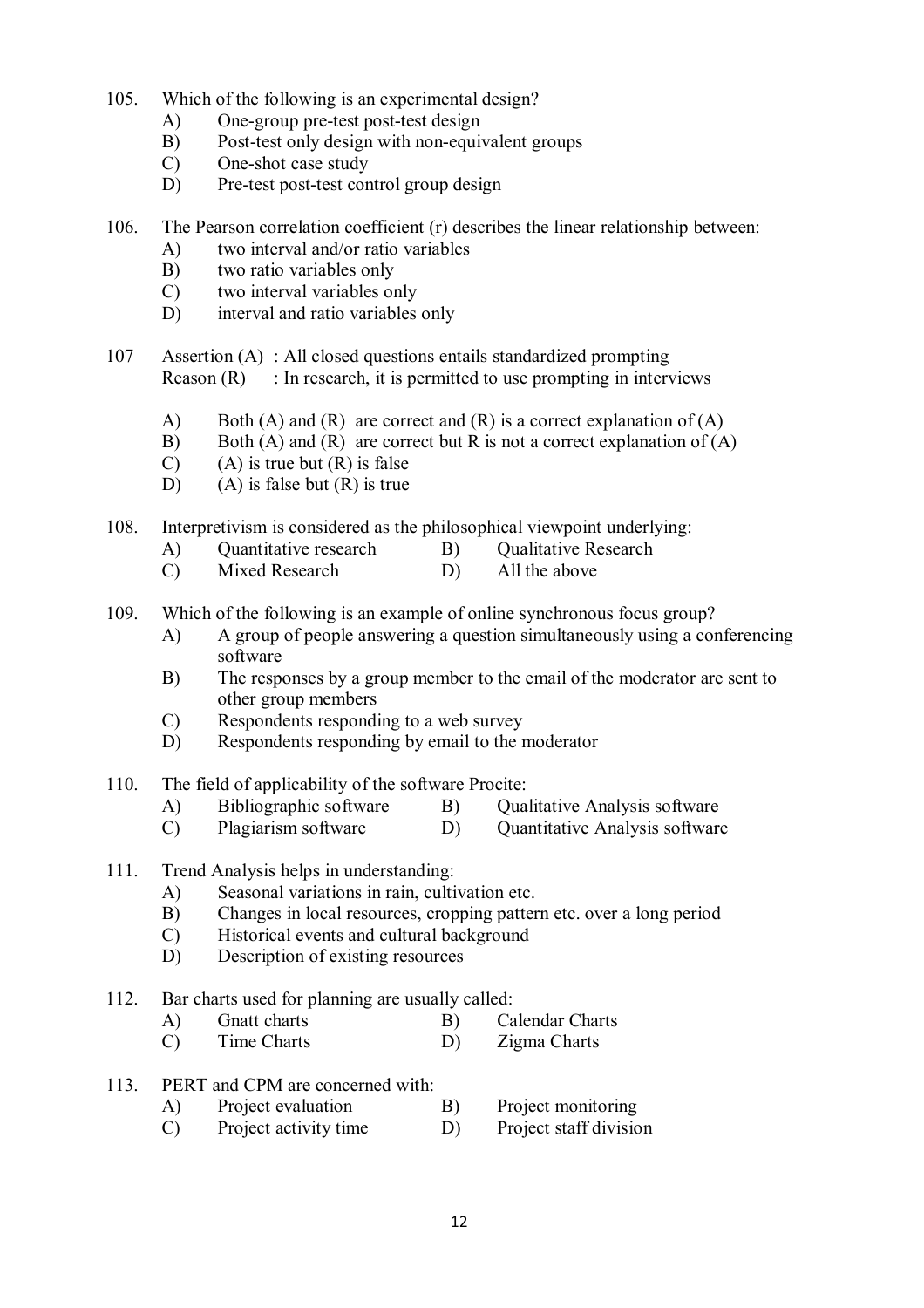105. Which of the following is an experimental design?
   A) One-group pre-test post-test design
   B) Post-test only design with non-equivalent groups
   C) One-shot case study
   D) Pre-test post-test control group design

106. The Pearson correlation coefficient (r) describes the linear relationship between:
   A) two interval and/or ratio variables
   B) two ratio variables only
   C) two interval variables only
   D) interval and ratio variables only

107 Assertion (A) : All closed questions entails standardized prompting
   Reason (R) : In research, it is permitted to use prompting in interviews

   A) Both (A) and (R) are correct and (R) is a correct explanation of (A)
   B) Both (A) and (R) are correct but R is not a correct explanation of (A)
   C) (A) is true but (R) is false
   D) (A) is false but (R) is true

108. Interpretivism is considered as the philosophical viewpoint underlying:
   A) Quantitative research
   B) Qualitative Research
   C) Mixed Research
   D) All the above

109. Which of the following is an example of online synchronous focus group?
   A) A group of people answering a question simultaneously using a conferencing software
   B) The responses by a group member to the email of the moderator are sent to other group members
   C) Respondents responding to a web survey
   D) Respondents responding by email to the moderator

110. The field of applicability of the software Procite:
   A) Bibliographic software
   B) Qualitative Analysis software
   C) Plagiarism software
   D) Quantitative Analysis software

111. Trend Analysis helps in understanding:
   A) Seasonal variations in rain, cultivation etc.
   B) Changes in local resources, cropping pattern etc. over a long period
   C) Historical events and cultural background
   D) Description of existing resources

112. Bar charts used for planning are usually called:
   A) Gnatt charts
   B) Calendar Charts
   C) Time Charts
   D) Zigma Charts

113. PERT and CPM are concerned with:
   A) Project evaluation
   B) Project monitoring
   C) Project activity time
   D) Project staff division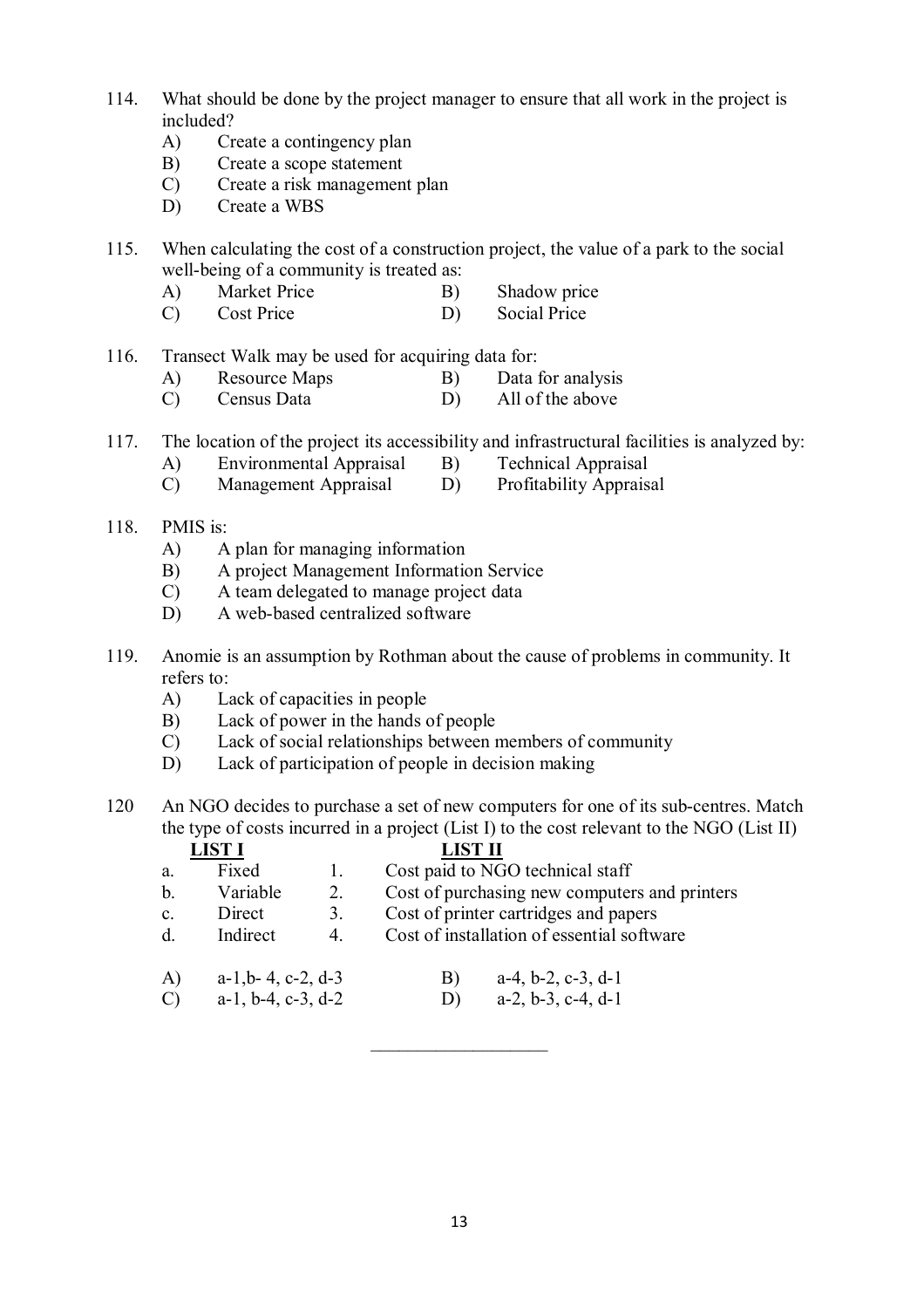114. What should be done by the project manager to ensure that all work in the project is included?
   A) Create a contingency plan
   B) Create a scope statement
   C) Create a risk management plan
   D) Create a WBS

115. When calculating the cost of a construction project, the value of a park to the social well-being of a community is treated as:
   A) Market Price  B) Shadow price
   C) Cost Price  D) Social Price

116. Transect Walk may be used for acquiring data for:
   A) Resource Maps  B) Data for analysis
   C) Census Data  D) All of the above

117. The location of the project its accessibility and infrastructural facilities is analyzed by:
   A) Environmental Appraisal  B) Technical Appraisal
   C) Management Appraisal  D) Profitability Appraisal

118. PMIS is:
   A) A plan for managing information
   B) A project Management Information Service
   C) A team delegated to manage project data
   D) A web-based centralized software

119. Anomie is an assumption by Rothman about the cause of problems in community. It refers to:
   A) Lack of capacities in people
   B) Lack of power in the hands of people
   C) Lack of social relationships between members of community
   D) Lack of participation of people in decision making

120 An NGO decides to purchase a set of new computers for one of its sub-centres. Match the type of costs incurred in a project (List I) to the cost relevant to the NGO (List II)

| | **LIST I** | | **LIST II** |
|---|---|---|---|
| a. | Fixed | 1. | Cost paid to NGO technical staff |
| b. | Variable | 2. | Cost of purchasing new computers and printers |
| c. | Direct | 3. | Cost of printer cartridges and papers |
| d. | Indirect | 4. | Cost of installation of essential software |

   A) a-1,b- 4, c-2, d-3  B) a-4, b-2, c-3, d-1
   C) a-1, b-4, c-3, d-2  D) a-2, b-3, c-4, d-1

___________________